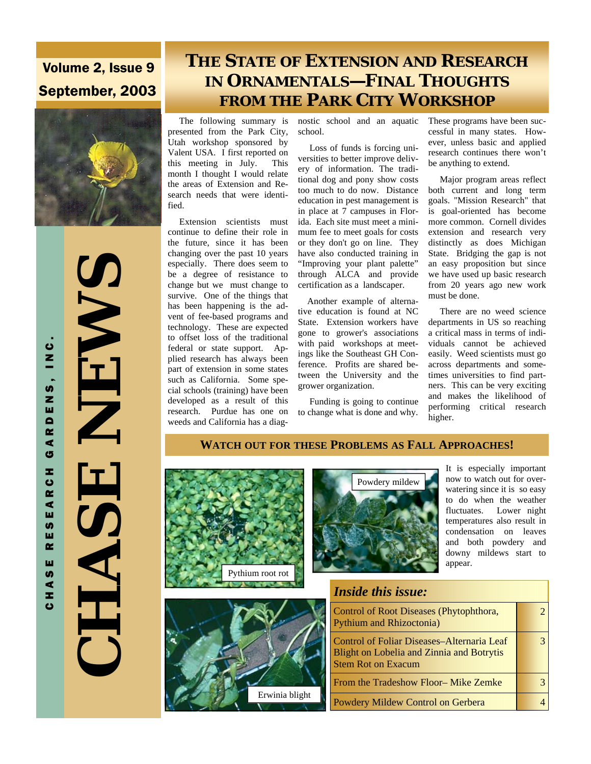Volume 2, Issue 9

September, 2003

# CHASE NEWS

CHASE RESEARCH GARDENS, INC.

## THE STATE OF EXTENSION AND RESEARCH IN ORNAMENTALS—FINAL THOUGHTS FROM THE PARK CITY WORKSHOP

The following summary is presented from the Park City, Utah workshop sponsored by Valent USA. I first reported on this meeting in July. This month I thought I would relate the areas of Extension and Research needs that were identified.

Extension scientists must continue to define their role in the future, since it has been changing over the past 10 years especially. There does seem to be a degree of resistance to change but we must change to survive. One of the things that has been happening is the advent of fee-based programs and technology. These are expected to offset loss of the traditional federal or state support. Applied research has always been part of extension in some states such as California. Some special schools (training) have been developed as a result of this research. Purdue has one on weeds and California has a diagnostic school and an aquatic school.

Loss of funds is forcing universities to better improve delivery of information. The traditional dog and pony show costs too much to do now. Distance education in pest management is in place at 7 campuses in Florida. Each site must meet a minimum fee to meet goals for costs or they don't go on line. They have also conducted training in "Improving your plant palette" through ALCA and provide certification as a landscaper.

Another example of alternative education is found at NC State. Extension workers have gone to grower's associations with paid workshops at meetings like the Southeast GH Conference. Profits are shared between the University and the grower organization.

Funding is going to continue to change what is done and why. These programs have been successful in many states. However, unless basic and applied research continues there won't be anything to extend.

Major program areas reflect both current and long term goals. "Mission Research" that is goal-oriented has become more common. Cornell divides extension and research very distinctly as does Michigan State. Bridging the gap is not an easy proposition but since we have used up basic research from 20 years ago new work must be done.

There are no weed science departments in US so reaching a critical mass in terms of individuals cannot be achieved easily. Weed scientists must go across departments and sometimes universities to find partners. This can be very exciting and makes the likelihood of performing critical research higher.

## WATCH OUT FOR THESE PROBLEMS AS FALL APPROACHES!

Pythium root rot

Powdery mildew

Erwinia blight

It is especially important now to watch out for overwatering since it is so easy to do when the weather fluctuates. Lower night temperatures also result in condensation on leaves and both powdery and downy mildews start to appear.

### *Inside this issue:*

| | |
|---|---|
| Control of Root Diseases (Phytophthora, Pythium and Rhizoctonia) | 2 |
| Control of Foliar Diseases–Alternaria Leaf Blight on Lobelia and Zinnia and Botrytis Stem Rot on Exacum | 3 |
| From the Tradeshow Floor– Mike Zemke | 3 |
| Powdery Mildew Control on Gerbera | 4 |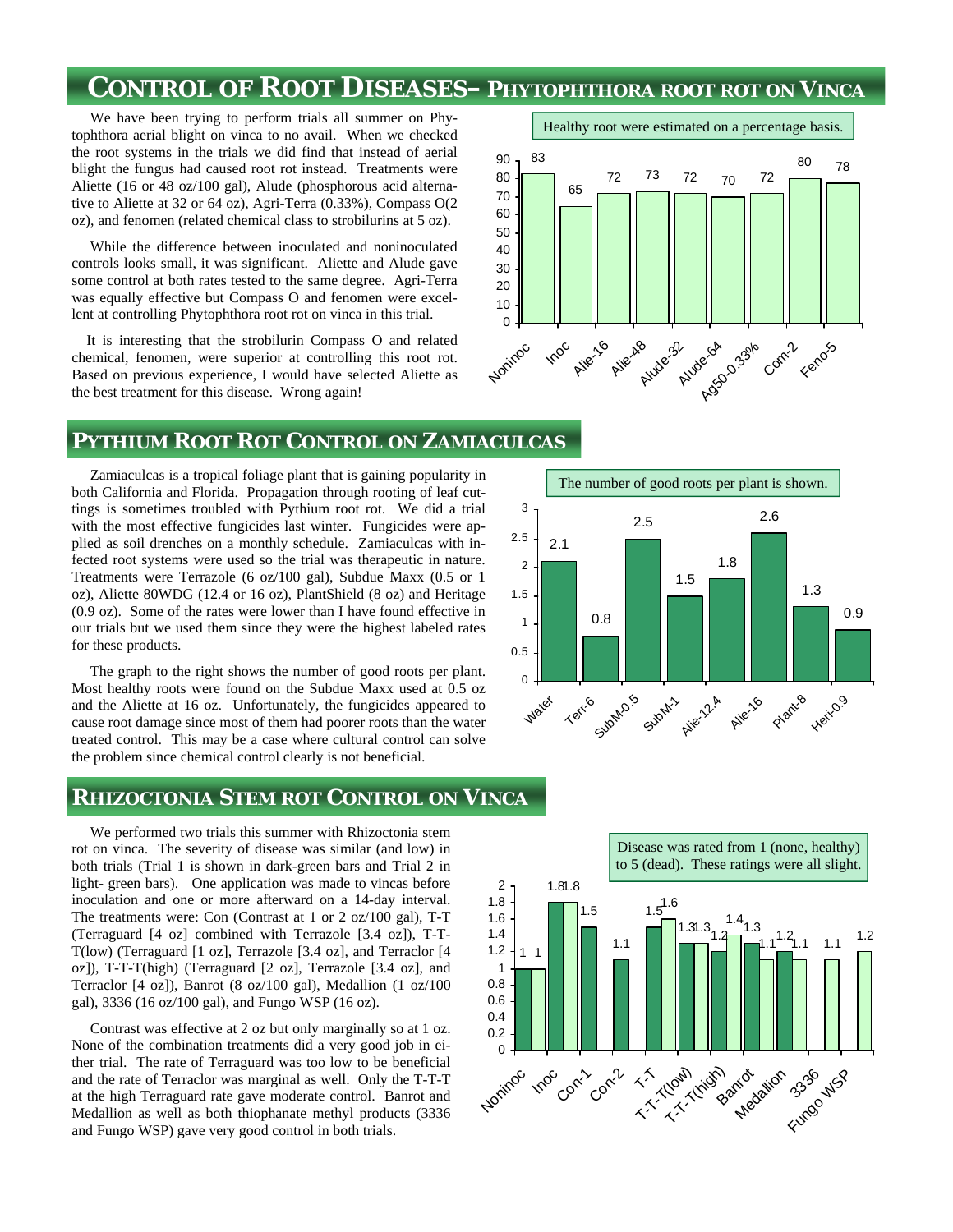# CONTROL OF ROOT DISEASES- PHYTOPHTHORA ROOT ROT ON VINCA

We have been trying to perform trials all summer on Phytophthora aerial blight on vinca to no avail. When we checked the root systems in the trials we did find that instead of aerial blight the fungus had caused root rot instead. Treatments were Aliette (16 or 48 oz/100 gal), Alude (phosphorous acid alternative to Aliette at 32 or 64 oz), Agri-Terra (0.33%), Compass O(2 oz), and fenomen (related chemical class to strobilurins at 5 oz).

While the difference between inoculated and noninoculated controls looks small, it was significant. Aliette and Alude gave some control at both rates tested to the same degree. Agri-Terra was equally effective but Compass O and fenomen were excellent at controlling Phytophthora root rot on vinca in this trial.

It is interesting that the strobilurin Compass O and related chemical, fenomen, were superior at controlling this root rot. Based on previous experience, I would have selected Aliette as the best treatment for this disease. Wrong again!

Healthy root were estimated on a percentage basis.

| Treatment | Healthy roots (%) |
|---|---|
| Noninoc | 83 |
| Inoc | 65 |
| Alie-16 | 72 |
| Alie-48 | 73 |
| Alude-32 | 72 |
| Alude-64 | 70 |
| Ag50-0.33% | 72 |
| Com-2 | 80 |
| Feno-5 | 78 |

# PYTHIUM ROOT ROT CONTROL ON ZAMIACULCAS

Zamiaculcas is a tropical foliage plant that is gaining popularity in both California and Florida. Propagation through rooting of leaf cuttings is sometimes troubled with Pythium root rot. We did a trial with the most effective fungicides last winter. Fungicides were applied as soil drenches on a monthly schedule. Zamiaculcas with infected root systems were used so the trial was therapeutic in nature. Treatments were Terrazole (6 oz/100 gal), Subdue Maxx (0.5 or 1 oz), Aliette 80WDG (12.4 or 16 oz), PlantShield (8 oz) and Heritage (0.9 oz). Some of the rates were lower than I have found effective in our trials but we used them since they were the highest labeled rates for these products.

The graph to the right shows the number of good roots per plant. Most healthy roots were found on the Subdue Maxx used at 0.5 oz and the Aliette at 16 oz. Unfortunately, the fungicides appeared to cause root damage since most of them had poorer roots than the water treated control. This may be a case where cultural control can solve the problem since chemical control clearly is not beneficial.

The number of good roots per plant is shown.

| Treatment | Good roots per plant |
|---|---|
| Water | 2.1 |
| Terr-6 | 0.8 |
| SubM-0.5 | 2.5 |
| SubM-1 | 1.5 |
| Alie-12.4 | 1.8 |
| Alie-16 | 2.6 |
| Plant-8 | 1.3 |
| Heri-0.9 | 0.9 |

# RHIZOCTONIA STEM ROT CONTROL ON VINCA

We performed two trials this summer with Rhizoctonia stem rot on vinca. The severity of disease was similar (and low) in both trials (Trial 1 is shown in dark-green bars and Trial 2 in light- green bars). One application was made to vincas before inoculation and one or more afterward on a 14-day interval. The treatments were: Con (Contrast at 1 or 2 oz/100 gal), T-T (Terraguard [4 oz] combined with Terrazole [3.4 oz]), T-T-T(low) (Terraguard [1 oz], Terrazole [3.4 oz], and Terraclor [4 oz]), T-T-T(high) (Terraguard [2 oz], Terrazole [3.4 oz], and Terraclor [4 oz]), Banrot (8 oz/100 gal), Medallion (1 oz/100 gal), 3336 (16 oz/100 gal), and Fungo WSP (16 oz).

Contrast was effective at 2 oz but only marginally so at 1 oz. None of the combination treatments did a very good job in either trial. The rate of Terraguard was too low to be beneficial and the rate of Terraclor was marginal as well. Only the T-T-T at the high Terraguard rate gave moderate control. Banrot and Medallion as well as both thiophanate methyl products (3336 and Fungo WSP) gave very good control in both trials.

Disease was rated from 1 (none, healthy) to 5 (dead). These ratings were all slight.

| Treatment | Trial 1 | Trial 2 |
|---|---|---|
| Noninoc | 1 | 1 |
| Inoc | 1.8 | 1.8 |
| Con-1 | 1.5 | |
| Con-2 | 1.1 | |
| T-T | 1.5 | 1.6 |
| T-T-T(low) | 1.3 | 1.3 |
| T-T-T(high) | 1.2 | 1.4 |
| Banrot | 1.3 | 1.1 |
| Medallion | 1.2 | 1.1 |
| 3336 | 1.1 | |
| Fungo WSP | | 1.2 |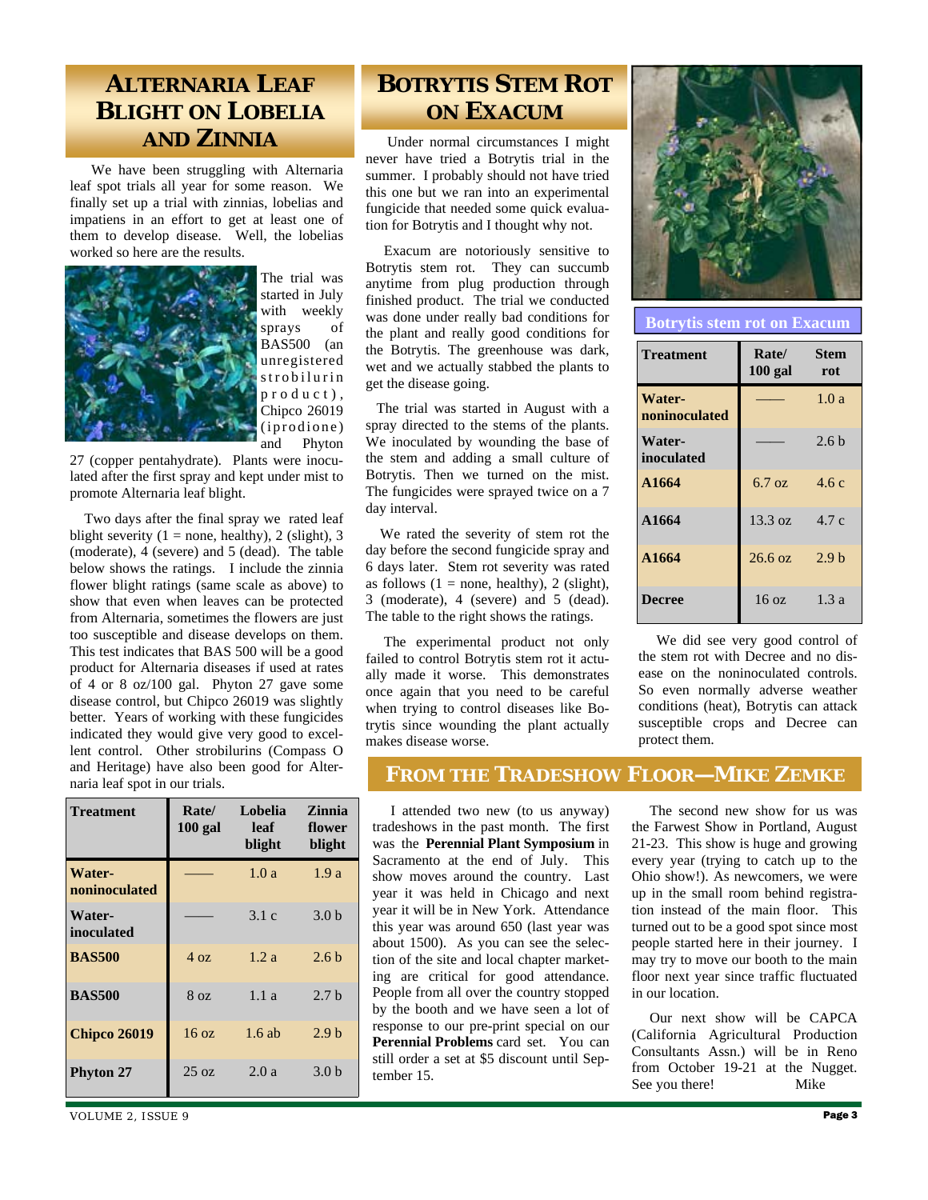## ALTERNARIA LEAF BLIGHT ON LOBELIA AND ZINNIA

We have been struggling with Alternaria leaf spot trials all year for some reason. We finally set up a trial with zinnias, lobelias and impatiens in an effort to get at least one of them to develop disease. Well, the lobelias worked so here are the results.

The trial was started in July with weekly sprays of BAS500 (an unregistered strobilurin product), Chipco 26019 (iprodione) and Phyton 27 (copper pentahydrate). Plants were inoculated after the first spray and kept under mist to promote Alternaria leaf blight.

Two days after the final spray we rated leaf blight severity (1 = none, healthy), 2 (slight), 3 (moderate), 4 (severe) and 5 (dead). The table below shows the ratings. I include the zinnia flower blight ratings (same scale as above) to show that even when leaves can be protected from Alternaria, sometimes the flowers are just too susceptible and disease develops on them. This test indicates that BAS 500 will be a good product for Alternaria diseases if used at rates of 4 or 8 oz/100 gal. Phyton 27 gave some disease control, but Chipco 26019 was slightly better. Years of working with these fungicides indicated they would give very good to excellent control. Other strobilurins (Compass O and Heritage) have also been good for Alternaria leaf spot in our trials.

| Treatment | Rate/ 100 gal | Lobelia leaf blight | Zinnia flower blight |
|---|---|---|---|
| Water-noninoculated | —— | 1.0 a | 1.9 a |
| Water-inoculated | —— | 3.1 c | 3.0 b |
| BAS500 | 4 oz | 1.2 a | 2.6 b |
| BAS500 | 8 oz | 1.1 a | 2.7 b |
| Chipco 26019 | 16 oz | 1.6 ab | 2.9 b |
| Phyton 27 | 25 oz | 2.0 a | 3.0 b |

## BOTRYTIS STEM ROT ON EXACUM

Under normal circumstances I might never have tried a Botrytis trial in the summer. I probably should not have tried this one but we ran into an experimental fungicide that needed some quick evaluation for Botrytis and I thought why not.

Exacum are notoriously sensitive to Botrytis stem rot. They can succumb anytime from plug production through finished product. The trial we conducted was done under really bad conditions for the plant and really good conditions for the Botrytis. The greenhouse was dark, wet and we actually stabbed the plants to get the disease going.

The trial was started in August with a spray directed to the stems of the plants. We inoculated by wounding the base of the stem and adding a small culture of Botrytis. Then we turned on the mist. The fungicides were sprayed twice on a 7 day interval.

We rated the severity of stem rot the day before the second fungicide spray and 6 days later. Stem rot severity was rated as follows (1 = none, healthy), 2 (slight), 3 (moderate), 4 (severe) and 5 (dead). The table to the right shows the ratings.

The experimental product not only failed to control Botrytis stem rot it actually made it worse. This demonstrates once again that you need to be careful when trying to control diseases like Botrytis since wounding the plant actually makes disease worse.

**Botrytis stem rot on Exacum**

| Treatment | Rate/ 100 gal | Stem rot |
|---|---|---|
| Water-noninoculated | —— | 1.0 a |
| Water-inoculated | —— | 2.6 b |
| A1664 | 6.7 oz | 4.6 c |
| A1664 | 13.3 oz | 4.7 c |
| A1664 | 26.6 oz | 2.9 b |
| Decree | 16 oz | 1.3 a |

We did see very good control of the stem rot with Decree and no disease on the noninoculated controls. So even normally adverse weather conditions (heat), Botrytis can attack susceptible crops and Decree can protect them.

## FROM THE TRADESHOW FLOOR—MIKE ZEMKE

I attended two new (to us anyway) tradeshows in the past month. The first was the **Perennial Plant Symposium** in Sacramento at the end of July. This show moves around the country. Last year it was held in Chicago and next year it will be in New York. Attendance this year was around 650 (last year was about 1500). As you can see the selection of the site and local chapter marketing are critical for good attendance. People from all over the country stopped by the booth and we have seen a lot of response to our pre-print special on our **Perennial Problems** card set. You can still order a set at $5 discount until September 15.

The second new show for us was the Farwest Show in Portland, August 21-23. This show is huge and growing every year (trying to catch up to the Ohio show!). As newcomers, we were up in the small room behind registration instead of the main floor. This turned out to be a good spot since most people started here in their journey. I may try to move our booth to the main floor next year since traffic fluctuated in our location.

Our next show will be CAPCA (California Agricultural Production Consultants Assn.) will be in Reno from October 19-21 at the Nugget. See you there! Mike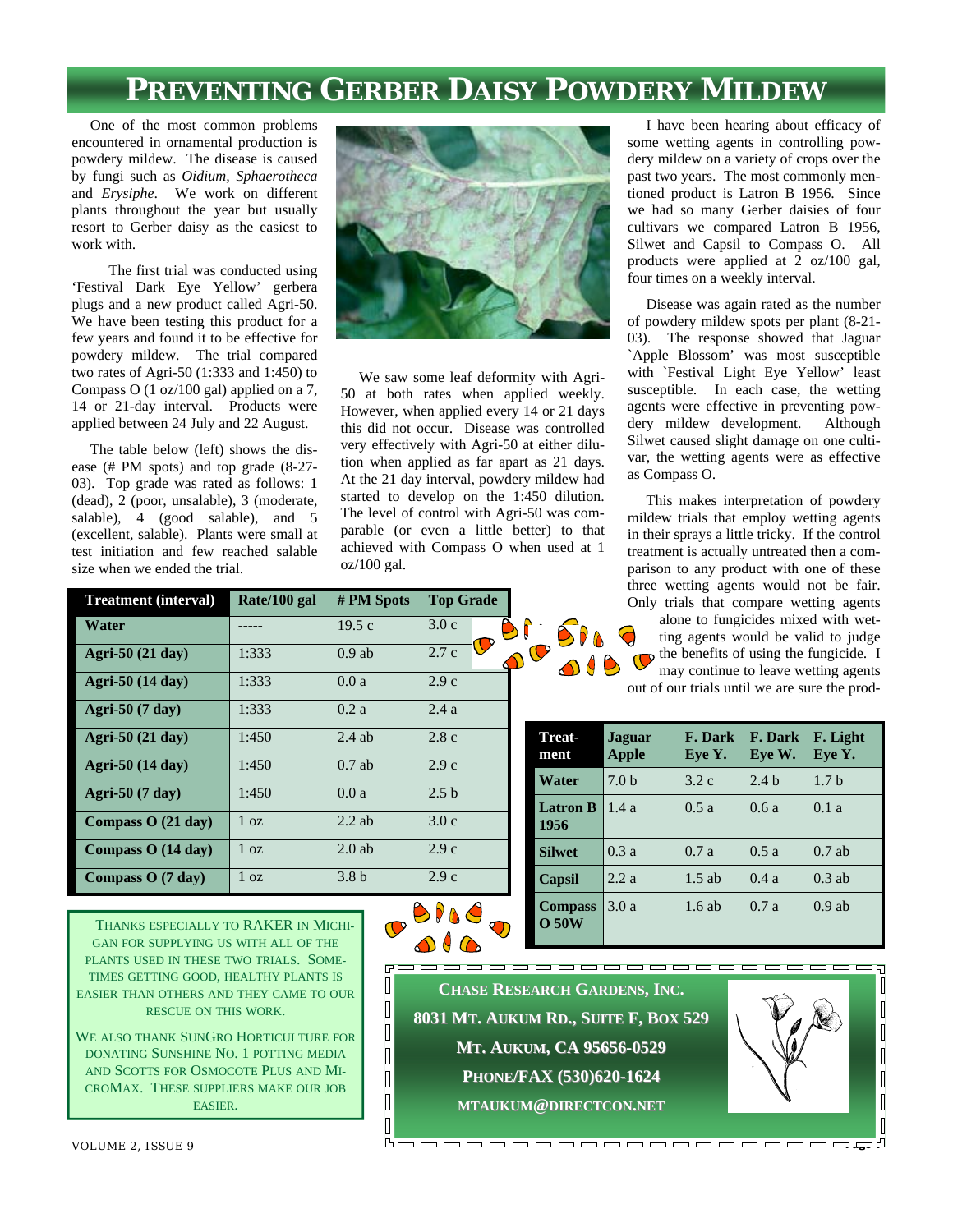# PREVENTING GERBER DAISY POWDERY MILDEW

One of the most common problems encountered in ornamental production is powdery mildew. The disease is caused by fungi such as *Oidium*, *Sphaerotheca* and *Erysiphe*. We work on different plants throughout the year but usually resort to Gerber daisy as the easiest to work with.

The first trial was conducted using 'Festival Dark Eye Yellow' gerbera plugs and a new product called Agri-50. We have been testing this product for a few years and found it to be effective for powdery mildew. The trial compared two rates of Agri-50 (1:333 and 1:450) to Compass O (1 oz/100 gal) applied on a 7, 14 or 21-day interval. Products were applied between 24 July and 22 August.

The table below (left) shows the disease (# PM spots) and top grade (8-27-03). Top grade was rated as follows: 1 (dead), 2 (poor, unsalable), 3 (moderate, salable), 4 (good salable), and 5 (excellent, salable). Plants were small at test initiation and few reached salable size when we ended the trial.

We saw some leaf deformity with Agri-50 at both rates when applied weekly. However, when applied every 14 or 21 days this did not occur. Disease was controlled very effectively with Agri-50 at either dilution when applied as far apart as 21 days. At the 21 day interval, powdery mildew had started to develop on the 1:450 dilution. The level of control with Agri-50 was comparable (or even a little better) to that achieved with Compass O when used at 1 oz/100 gal.

| Treatment (interval) | Rate/100 gal | # PM Spots | Top Grade |
|---|---|---|---|
| Water | ----- | 19.5 c | 3.0 c |
| Agri-50 (21 day) | 1:333 | 0.9 ab | 2.7 c |
| Agri-50 (14 day) | 1:333 | 0.0 a | 2.9 c |
| Agri-50 (7 day) | 1:333 | 0.2 a | 2.4 a |
| Agri-50 (21 day) | 1:450 | 2.4 ab | 2.8 c |
| Agri-50 (14 day) | 1:450 | 0.7 ab | 2.9 c |
| Agri-50 (7 day) | 1:450 | 0.0 a | 2.5 b |
| Compass O (21 day) | 1 oz | 2.2 ab | 3.0 c |
| Compass O (14 day) | 1 oz | 2.0 ab | 2.9 c |
| Compass O (7 day) | 1 oz | 3.8 b | 2.9 c |

I have been hearing about efficacy of some wetting agents in controlling powdery mildew on a variety of crops over the past two years. The most commonly mentioned product is Latron B 1956. Since we had so many Gerber daisies of four cultivars we compared Latron B 1956, Silwet and Capsil to Compass O. All products were applied at 2 oz/100 gal, four times on a weekly interval.

Disease was again rated as the number of powdery mildew spots per plant (8-21-03). The response showed that Jaguar `Apple Blossom' was most susceptible with `Festival Light Eye Yellow' least susceptible. In each case, the wetting agents were effective in preventing powdery mildew development. Although Silwet caused slight damage on one cultivar, the wetting agents were as effective as Compass O.

This makes interpretation of powdery mildew trials that employ wetting agents in their sprays a little tricky. If the control treatment is actually untreated then a comparison to any product with one of these three wetting agents would not be fair. Only trials that compare wetting agents alone to fungicides mixed with wetting agents would be valid to judge the benefits of using the fungicide. I may continue to leave wetting agents out of our trials until we are sure the prod-

| Treatment | Jaguar Apple | F. Dark Eye Y. | F. Dark Eye W. | F. Light Eye Y. |
|---|---|---|---|---|
| Water | 7.0 b | 3.2 c | 2.4 b | 1.7 b |
| Latron B 1956 | 1.4 a | 0.5 a | 0.6 a | 0.1 a |
| Silwet | 0.3 a | 0.7 a | 0.5 a | 0.7 ab |
| Capsil | 2.2 a | 1.5 ab | 0.4 a | 0.3 ab |
| Compass O 50W | 3.0 a | 1.6 ab | 0.7 a | 0.9 ab |

THANKS ESPECIALLY TO RAKER IN MICHIGAN FOR SUPPLYING US WITH ALL OF THE PLANTS USED IN THESE TWO TRIALS. SOMETIMES GETTING GOOD, HEALTHY PLANTS IS EASIER THAN OTHERS AND THEY CAME TO OUR RESCUE ON THIS WORK.

WE ALSO THANK SUNGRO HORTICULTURE FOR DONATING SUNSHINE NO. 1 POTTING MEDIA AND SCOTTS FOR OSMOCOTE PLUS AND MICROMAX. THESE SUPPLIERS MAKE OUR JOB EASIER.

**CHASE RESEARCH GARDENS, INC.**
**8031 MT. AUKUM RD., SUITE F, BOX 529**
**MT. AUKUM, CA 95656-0529**
**PHONE/FAX (530)620-1624**
**MTAUKUM@DIRECTCON.NET**